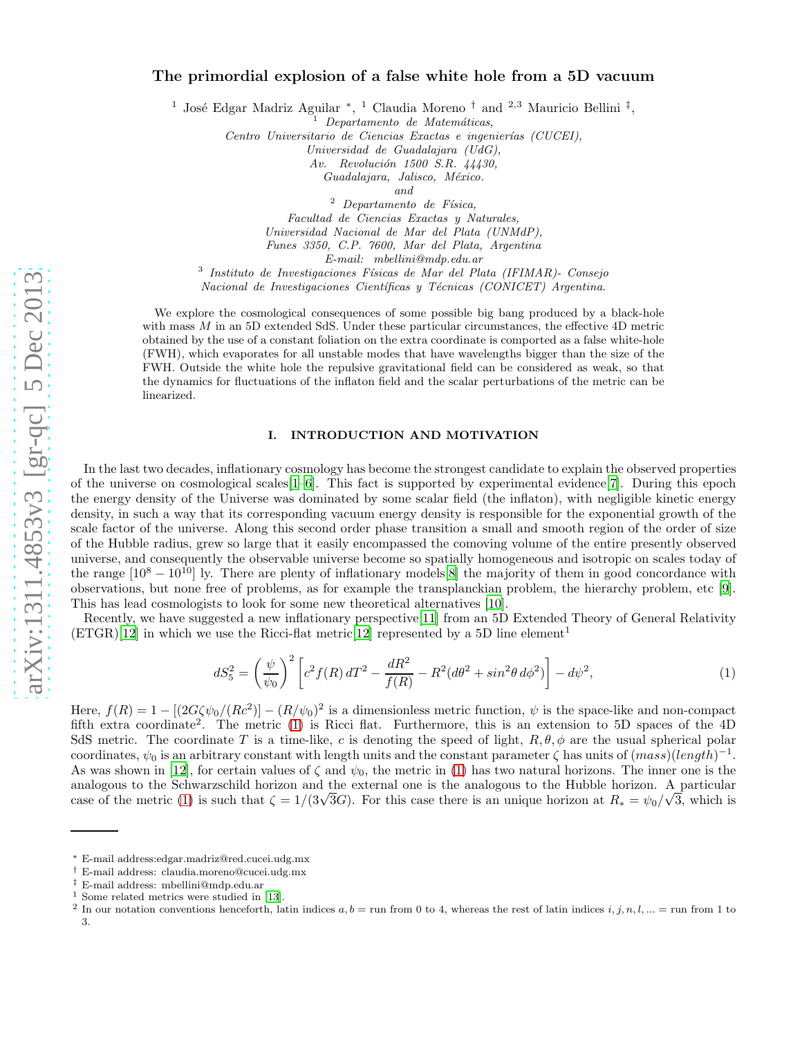# The primordial explosion of a false white hole from a 5D vacuum

[1] José Edgar Madriz Aguilar [*], [1] Claudia Moreno [†] and [2,3] Mauricio Bellini [‡],

[1] *Departamento de Matemáticas,*
*Centro Universitario de Ciencias Exactas e ingenierías (CUCEI),*
*Universidad de Guadalajara (UdG),*
*Av. Revolución 1500 S.R. 44430,*
*Guadalajara, Jalisco, México.*
*and*
[2] *Departamento de Física,*
*Facultad de Ciencias Exactas y Naturales,*
*Universidad Nacional de Mar del Plata (UNMdP),*
*Funes 3350, C.P. 7600, Mar del Plata, Argentina*
*E-mail: mbellini@mdp.edu.ar*
[3] *Instituto de Investigaciones Físicas de Mar del Plata (IFIMAR)- Consejo*
*Nacional de Investigaciones Científicas y Técnicas (CONICET) Argentina.*

We explore the cosmological consequences of some possible big bang produced by a black-hole with mass $M$ in an 5D extended SdS. Under these particular circumstances, the effective 4D metric obtained by the use of a constant foliation on the extra coordinate is comported as a false white-hole (FWH), which evaporates for all unstable modes that have wavelengths bigger than the size of the FWH. Outside the white hole the repulsive gravitational field can be considered as weak, so that the dynamics for fluctuations of the inflaton field and the scalar perturbations of the metric can be linearized.

## I. INTRODUCTION AND MOTIVATION

In the last two decades, inflationary cosmology has become the strongest candidate to explain the observed properties of the universe on cosmological scales[1–6]. This fact is supported by experimental evidence[7]. During this epoch the energy density of the Universe was dominated by some scalar field (the inflaton), with negligible kinetic energy density, in such a way that its corresponding vacuum energy density is responsible for the exponential growth of the scale factor of the universe. Along this second order phase transition a small and smooth region of the order of size of the Hubble radius, grew so large that it easily encompassed the comoving volume of the entire presently observed universe, and consequently the observable universe become so spatially homogeneous and isotropic on scales today of the range $[10^8 - 10^{10}]$ ly. There are plenty of inflationary models[8] the majority of them in good concordance with observations, but none free of problems, as for example the transplanckian problem, the hierarchy problem, etc [9]. This has lead cosmologists to look for some new theoretical alternatives [10].

Recently, we have suggested a new inflationary perspective[11] from an 5D Extended Theory of General Relativity (ETGR)[12] in which we use the Ricci-flat metric[12] represented by a 5D line element[1]

$$dS_5^2 = \left(\frac{\psi}{\psi_0}\right)^2 \left[c^2 f(R)\, dT^2 - \frac{dR^2}{f(R)} - R^2(d\theta^2 + sin^2\theta\, d\phi^2)\right] - d\psi^2, \tag{1}$$

Here, $f(R) = 1 - [(2G\zeta\psi_0/(Rc^2)] - (R/\psi_0)^2$ is a dimensionless metric function, $\psi$ is the space-like and non-compact fifth extra coordinate[2]. The metric (1) is Ricci flat. Furthermore, this is an extension to 5D spaces of the 4D SdS metric. The coordinate $T$ is a time-like, $c$ is denoting the speed of light, $R, \theta, \phi$ are the usual spherical polar coordinates, $\psi_0$ is an arbitrary constant with length units and the constant parameter $\zeta$ has units of $(mass)(length)^{-1}$. As was shown in [12], for certain values of $\zeta$ and $\psi_0$, the metric in (1) has two natural horizons. The inner one is the analogous to the Schwarzschild horizon and the external one is the analogous to the Hubble horizon. A particular case of the metric (1) is such that $\zeta = 1/(3\sqrt{3}G)$. For this case there is an unique horizon at $R_* = \psi_0/\sqrt{3}$, which is

---

[*] E-mail address:edgar.madriz@red.cucei.udg.mx
[†] E-mail address: claudia.moreno@cucei.udg.mx
[‡] E-mail address: mbellini@mdp.edu.ar
[1] Some related metrics were studied in [13].
[2] In our notation conventions henceforth, latin indices $a, b =$ run from 0 to 4, whereas the rest of latin indices $i, j, n, l, ... =$ run from 1 to 3.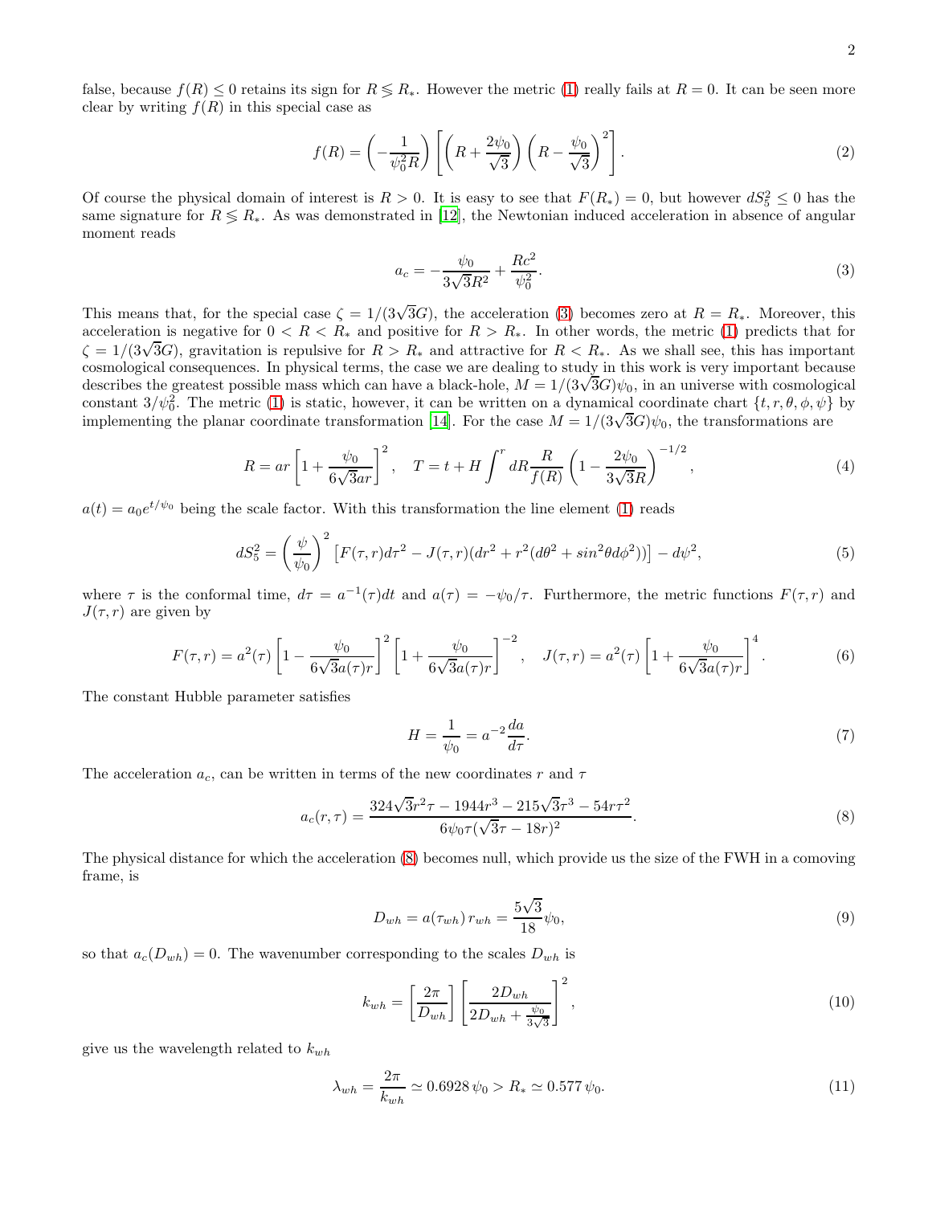false, because $f(R) \leq 0$ retains its sign for $R \lessgtr R_*$. However the metric (1) really fails at $R=0$. It can be seen more clear by writing $f(R)$ in this special case as

$$f(R) = \left(-\frac{1}{\psi_0^2 R}\right)\left[\left(R+\frac{2\psi_0}{\sqrt{3}}\right)\left(R-\frac{\psi_0}{\sqrt{3}}\right)^2\right]. \tag{2}$$

Of course the physical domain of interest is $R>0$. It is easy to see that $F(R_*)=0$, but however $dS_5^2 \leq 0$ has the same signature for $R \lessgtr R_*$. As was demonstrated in [12], the Newtonian induced acceleration in absence of angular moment reads

$$a_c = -\frac{\psi_0}{3\sqrt{3}R^2} + \frac{Rc^2}{\psi_0^2}. \tag{3}$$

This means that, for the special case $\zeta = 1/(3\sqrt{3}G)$, the acceleration (3) becomes zero at $R=R_*$. Moreover, this acceleration is negative for $0<R<R_*$ and positive for $R>R_*$. In other words, the metric (1) predicts that for $\zeta = 1/(3\sqrt{3}G)$, gravitation is repulsive for $R>R_*$ and attractive for $R<R_*$. As we shall see, this has important cosmological consequences. In physical terms, the case we are dealing to study in this work is very important because describes the greatest possible mass which can have a black-hole, $M = 1/(3\sqrt{3}G)\psi_0$, in an universe with cosmological constant $3/\psi_0^2$. The metric (1) is static, however, it can be written on a dynamical coordinate chart $\{t,r,\theta,\phi,\psi\}$ by implementing the planar coordinate transformation [14]. For the case $M = 1/(3\sqrt{3}G)\psi_0$, the transformations are

$$R = ar\left[1+\frac{\psi_0}{6\sqrt{3}ar}\right]^2, \quad T = t + H\int^r dR \frac{R}{f(R)}\left(1-\frac{2\psi_0}{3\sqrt{3}R}\right)^{-1/2}, \tag{4}$$

$a(t) = a_0 e^{t/\psi_0}$ being the scale factor. With this transformation the line element (1) reads

$$dS_5^2 = \left(\frac{\psi}{\psi_0}\right)^2\left[F(\tau,r)d\tau^2 - J(\tau,r)(dr^2 + r^2(d\theta^2 + sin^2\theta d\phi^2))\right] - d\psi^2, \tag{5}$$

where $\tau$ is the conformal time, $d\tau = a^{-1}(\tau)dt$ and $a(\tau) = -\psi_0/\tau$. Furthermore, the metric functions $F(\tau,r)$ and $J(\tau,r)$ are given by

$$F(\tau,r) = a^2(\tau)\left[1-\frac{\psi_0}{6\sqrt{3}a(\tau)r}\right]^2\left[1+\frac{\psi_0}{6\sqrt{3}a(\tau)r}\right]^{-2}, \quad J(\tau,r) = a^2(\tau)\left[1+\frac{\psi_0}{6\sqrt{3}a(\tau)r}\right]^4. \tag{6}$$

The constant Hubble parameter satisfies

$$H = \frac{1}{\psi_0} = a^{-2}\frac{da}{d\tau}. \tag{7}$$

The acceleration $a_c$, can be written in terms of the new coordinates $r$ and $\tau$

$$a_c(r,\tau) = \frac{324\sqrt{3}r^2\tau - 1944r^3 - 215\sqrt{3}\tau^3 - 54r\tau^2}{6\psi_0\tau(\sqrt{3}\tau - 18r)^2}. \tag{8}$$

The physical distance for which the acceleration (8) becomes null, which provide us the size of the FWH in a comoving frame, is

$$D_{wh} = a(\tau_{wh})\, r_{wh} = \frac{5\sqrt{3}}{18}\psi_0, \tag{9}$$

so that $a_c(D_{wh}) = 0$. The wavenumber corresponding to the scales $D_{wh}$ is

$$k_{wh} = \left[\frac{2\pi}{D_{wh}}\right]\left[\frac{2D_{wh}}{2D_{wh} + \frac{\psi_0}{3\sqrt{3}}}\right]^2, \tag{10}$$

give us the wavelength related to $k_{wh}$

$$\lambda_{wh} = \frac{2\pi}{k_{wh}} \simeq 0.6928\,\psi_0 > R_* \simeq 0.577\,\psi_0. \tag{11}$$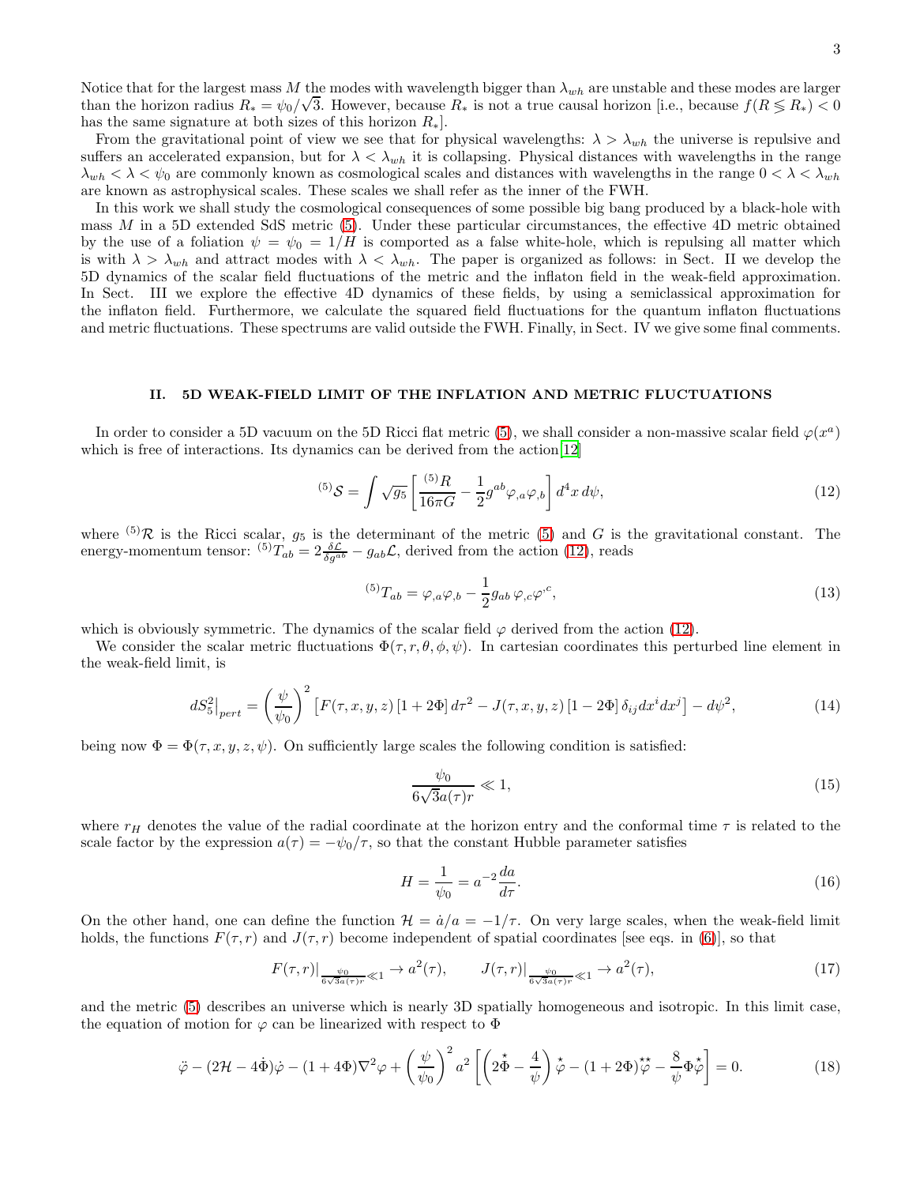Notice that for the largest mass $M$ the modes with wavelength bigger than $\lambda_{wh}$ are unstable and these modes are larger than the horizon radius $R_* = \psi_0/\sqrt{3}$. However, because $R_*$ is not a true causal horizon [i.e., because $f(R \lessgtr R_*) < 0$ has the same signature at both sizes of this horizon $R_*$].

From the gravitational point of view we see that for physical wavelengths: $\lambda > \lambda_{wh}$ the universe is repulsive and suffers an accelerated expansion, but for $\lambda < \lambda_{wh}$ it is collapsing. Physical distances with wavelengths in the range $\lambda_{wh} < \lambda < \psi_0$ are commonly known as cosmological scales and distances with wavelengths in the range $0 < \lambda < \lambda_{wh}$ are known as astrophysical scales. These scales we shall refer as the inner of the FWH.

In this work we shall study the cosmological consequences of some possible big bang produced by a black-hole with mass $M$ in a 5D extended SdS metric (5). Under these particular circumstances, the effective 4D metric obtained by the use of a foliation $\psi = \psi_0 = 1/H$ is comported as a false white-hole, which is repulsing all matter which is with $\lambda > \lambda_{wh}$ and attract modes with $\lambda < \lambda_{wh}$. The paper is organized as follows: in Sect. II we develop the 5D dynamics of the scalar field fluctuations of the metric and the inflaton field in the weak-field approximation. In Sect. III we explore the effective 4D dynamics of these fields, by using a semiclassical approximation for the inflaton field. Furthermore, we calculate the squared field fluctuations for the quantum inflaton fluctuations and metric fluctuations. These spectrums are valid outside the FWH. Finally, in Sect. IV we give some final comments.

## II. 5D WEAK-FIELD LIMIT OF THE INFLATION AND METRIC FLUCTUATIONS

In order to consider a 5D vacuum on the 5D Ricci flat metric (5), we shall consider a non-massive scalar field $\varphi(x^a)$ which is free of interactions. Its dynamics can be derived from the action[12]

$$
{}^{(5)}\mathcal{S} = \int \sqrt{g_5}\left[\frac{{}^{(5)}R}{16\pi G} - \frac{1}{2}g^{ab}\varphi_{,a}\varphi_{,b}\right] d^4x\, d\psi, \tag{12}
$$

where ${}^{(5)}\mathcal{R}$ is the Ricci scalar, $g_5$ is the determinant of the metric (5) and $G$ is the gravitational constant. The energy-momentum tensor: ${}^{(5)}T_{ab} = 2\frac{\delta\mathcal{L}}{\delta g^{ab}} - g_{ab}\mathcal{L}$, derived from the action (12), reads

$$
{}^{(5)}T_{ab} = \varphi_{,a}\varphi_{,b} - \frac{1}{2}g_{ab}\,\varphi_{,c}\varphi^{,c}, \tag{13}
$$

which is obviously symmetric. The dynamics of the scalar field $\varphi$ derived from the action (12).

We consider the scalar metric fluctuations $\Phi(\tau, r, \theta, \phi, \psi)$. In cartesian coordinates this perturbed line element in the weak-field limit, is

$$
dS_5^2\big|_{pert} = \left(\frac{\psi}{\psi_0}\right)^2\left[F(\tau,x,y,z)\left[1+2\Phi\right]d\tau^2 - J(\tau,x,y,z)\left[1-2\Phi\right]\delta_{ij}dx^i dx^j\right] - d\psi^2, \tag{14}
$$

being now $\Phi = \Phi(\tau, x, y, z, \psi)$. On sufficiently large scales the following condition is satisfied:

$$
\frac{\psi_0}{6\sqrt{3}a(\tau)r} \ll 1, \tag{15}
$$

where $r_H$ denotes the value of the radial coordinate at the horizon entry and the conformal time $\tau$ is related to the scale factor by the expression $a(\tau) = -\psi_0/\tau$, so that the constant Hubble parameter satisfies

$$
H = \frac{1}{\psi_0} = a^{-2}\frac{da}{d\tau}. \tag{16}
$$

On the other hand, one can define the function $\mathcal{H} = \dot{a}/a = -1/\tau$. On very large scales, when the weak-field limit holds, the functions $F(\tau, r)$ and $J(\tau, r)$ become independent of spatial coordinates [see eqs. in (6)], so that

$$
F(\tau,r)|_{\frac{\psi_0}{6\sqrt{3}a(\tau)r}\ll 1} \rightarrow a^2(\tau), \qquad J(\tau,r)|_{\frac{\psi_0}{6\sqrt{3}a(\tau)r}\ll 1} \rightarrow a^2(\tau), \tag{17}
$$

and the metric (5) describes an universe which is nearly 3D spatially homogeneous and isotropic. In this limit case, the equation of motion for $\varphi$ can be linearized with respect to $\Phi$

$$
\ddot{\varphi} - (2\mathcal{H} - 4\dot{\Phi})\dot{\varphi} - (1+4\Phi)\nabla^2\varphi + \left(\frac{\psi}{\psi_0}\right)^2 a^2\left[\left(2\overset{\star}{\Phi} - \frac{4}{\psi}\right)\overset{\star}{\varphi} - (1+2\Phi)\overset{\star\star}{\varphi} - \frac{8}{\psi}\Phi\overset{\star}{\varphi}\right] = 0. \tag{18}
$$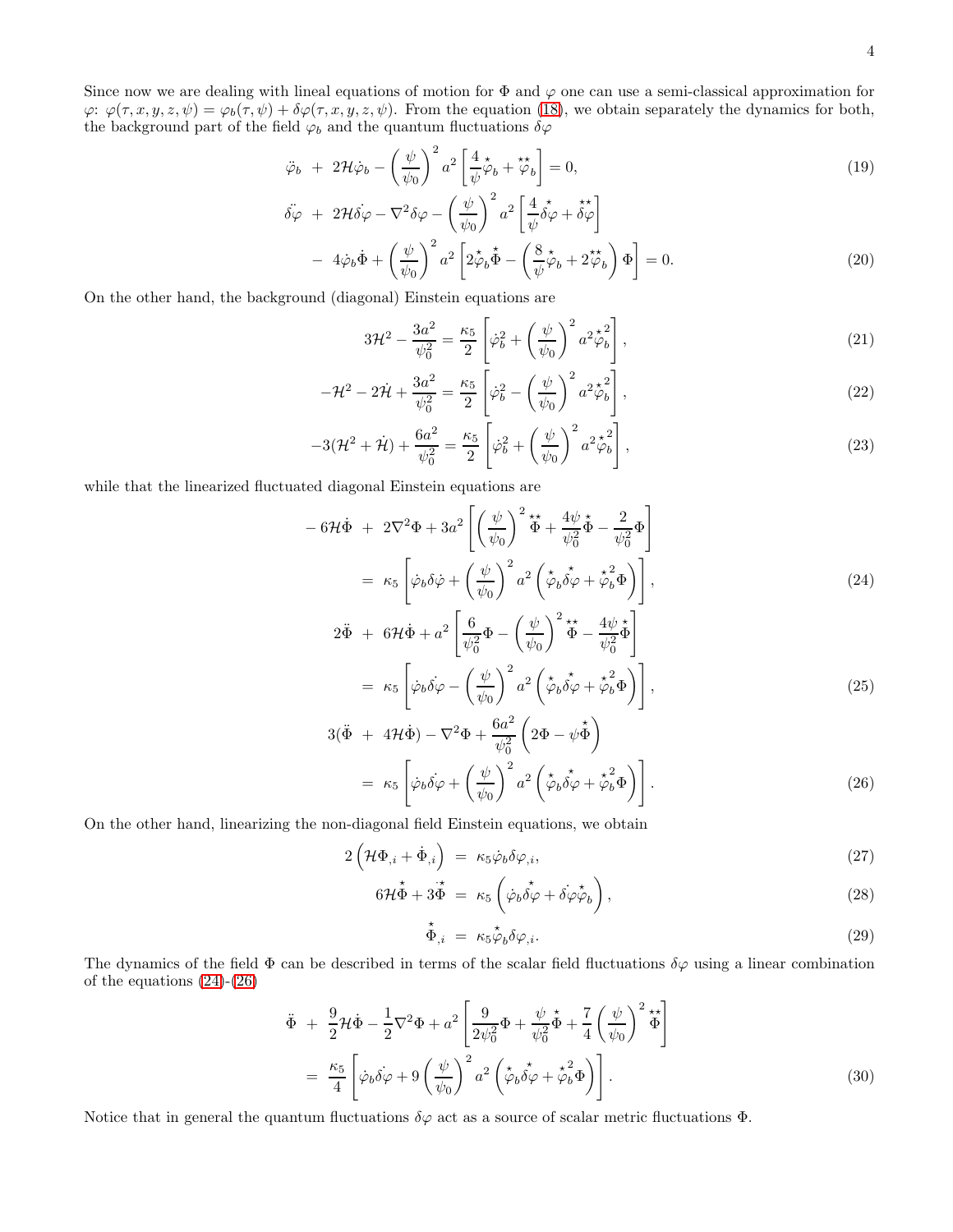Since now we are dealing with lineal equations of motion for $\Phi$ and $\varphi$ one can use a semi-classical approximation for $\varphi$: $\varphi(\tau,x,y,z,\psi) = \varphi_b(\tau,\psi) + \delta\varphi(\tau,x,y,z,\psi)$. From the equation (18), we obtain separately the dynamics for both, the background part of the field $\varphi_b$ and the quantum fluctuations $\delta\varphi$

$$
\ddot{\varphi}_b \;+\; 2\mathcal{H}\dot{\varphi}_b - \left(\frac{\psi}{\psi_0}\right)^2 a^2\left[\frac{4}{\psi}\overset{\star}{\varphi}_b + \overset{\star\star}{\varphi}_b\right] = 0, \tag{19}
$$

$$
\begin{aligned}
\ddot{\delta\varphi} \;&+\; 2\mathcal{H}\dot{\delta\varphi} - \nabla^2\delta\varphi - \left(\frac{\psi}{\psi_0}\right)^2 a^2\left[\frac{4}{\psi}\overset{\star}{\delta\varphi} + \overset{\star\star}{\delta\varphi}\right] \\
&-\; 4\dot{\varphi}_b\dot{\Phi} + \left(\frac{\psi}{\psi_0}\right)^2 a^2\left[2\overset{\star}{\varphi}_b\overset{\star}{\Phi} - \left(\frac{8}{\psi}\overset{\star}{\varphi}_b + 2\overset{\star\star}{\varphi}_b\right)\Phi\right] = 0.
\end{aligned} \tag{20}
$$

On the other hand, the background (diagonal) Einstein equations are

$$
3\mathcal{H}^2 - \frac{3a^2}{\psi_0^2} = \frac{\kappa_5}{2}\left[\dot{\varphi}_b^2 + \left(\frac{\psi}{\psi_0}\right)^2 a^2\overset{\star}{\varphi}{}_b^2\right], \tag{21}
$$

$$
-\mathcal{H}^2 - 2\dot{\mathcal{H}} + \frac{3a^2}{\psi_0^2} = \frac{\kappa_5}{2}\left[\dot{\varphi}_b^2 - \left(\frac{\psi}{\psi_0}\right)^2 a^2\overset{\star}{\varphi}{}_b^2\right], \tag{22}
$$

$$
-3(\mathcal{H}^2 + \dot{\mathcal{H}}) + \frac{6a^2}{\psi_0^2} = \frac{\kappa_5}{2}\left[\dot{\varphi}_b^2 + \left(\frac{\psi}{\psi_0}\right)^2 a^2\overset{\star}{\varphi}{}_b^2\right], \tag{23}
$$

while that the linearized fluctuated diagonal Einstein equations are

$$
\begin{aligned}
-6\mathcal{H}\dot{\Phi} \;&+\; 2\nabla^2\Phi + 3a^2\left[\left(\frac{\psi}{\psi_0}\right)^2\overset{\star\star}{\Phi} + \frac{4\psi}{\psi_0^2}\overset{\star}{\Phi} - \frac{2}{\psi_0^2}\Phi\right] \\
&=\; \kappa_5\left[\dot{\varphi}_b\dot{\delta\varphi} + \left(\frac{\psi}{\psi_0}\right)^2 a^2\left(\overset{\star}{\varphi}_b\overset{\star}{\delta\varphi} + \overset{\star}{\varphi}{}_b^2\Phi\right)\right],
\end{aligned} \tag{24}
$$

$$
\begin{aligned}
2\ddot{\Phi} \;&+\; 6\mathcal{H}\dot{\Phi} + a^2\left[\frac{6}{\psi_0^2}\Phi - \left(\frac{\psi}{\psi_0}\right)^2\overset{\star\star}{\Phi} - \frac{4\psi}{\psi_0^2}\overset{\star}{\Phi}\right] \\
&=\; \kappa_5\left[\dot{\varphi}_b\dot{\delta\varphi} - \left(\frac{\psi}{\psi_0}\right)^2 a^2\left(\overset{\star}{\varphi}_b\overset{\star}{\delta\varphi} + \overset{\star}{\varphi}{}_b^2\Phi\right)\right],
\end{aligned} \tag{25}
$$

$$
\begin{aligned}
3(\ddot{\Phi} \;&+\; 4\mathcal{H}\dot{\Phi}) - \nabla^2\Phi + \frac{6a^2}{\psi_0^2}\left(2\Phi - \psi\overset{\star}{\Phi}\right) \\
&=\; \kappa_5\left[\dot{\varphi}_b\dot{\delta\varphi} + \left(\frac{\psi}{\psi_0}\right)^2 a^2\left(\overset{\star}{\varphi}_b\overset{\star}{\delta\varphi} + \overset{\star}{\varphi}{}_b^2\Phi\right)\right].
\end{aligned} \tag{26}
$$

On the other hand, linearizing the non-diagonal field Einstein equations, we obtain

$$
2\left(\mathcal{H}\Phi_{,i} + \dot{\Phi}_{,i}\right) \;=\; \kappa_5\dot{\varphi}_b\delta\varphi_{,i}, \tag{27}
$$

$$
6\mathcal{H}\overset{\star}{\Phi} + 3\dot{\overset{\star}{\Phi}} \;=\; \kappa_5\left(\dot{\varphi}_b\overset{\star}{\delta\varphi} + \dot{\delta\varphi}\overset{\star}{\varphi}_b\right), \tag{28}
$$

$$
\overset{\star}{\Phi}_{,i} \;=\; \kappa_5\overset{\star}{\varphi}_b\delta\varphi_{,i}. \tag{29}
$$

The dynamics of the field $\Phi$ can be described in terms of the scalar field fluctuations $\delta\varphi$ using a linear combination of the equations (24)-(26)

$$
\begin{aligned}
\ddot{\Phi} \;&+\; \frac{9}{2}\mathcal{H}\dot{\Phi} - \frac{1}{2}\nabla^2\Phi + a^2\left[\frac{9}{2\psi_0^2}\Phi + \frac{\psi}{\psi_0^2}\overset{\star}{\Phi} + \frac{7}{4}\left(\frac{\psi}{\psi_0}\right)^2\overset{\star\star}{\Phi}\right] \\
&=\; \frac{\kappa_5}{4}\left[\dot{\varphi}_b\dot{\delta\varphi} + 9\left(\frac{\psi}{\psi_0}\right)^2 a^2\left(\overset{\star}{\varphi}_b\overset{\star}{\delta\varphi} + \overset{\star}{\varphi}{}_b^2\Phi\right)\right].
\end{aligned} \tag{30}
$$

Notice that in general the quantum fluctuations $\delta\varphi$ act as a source of scalar metric fluctuations $\Phi$.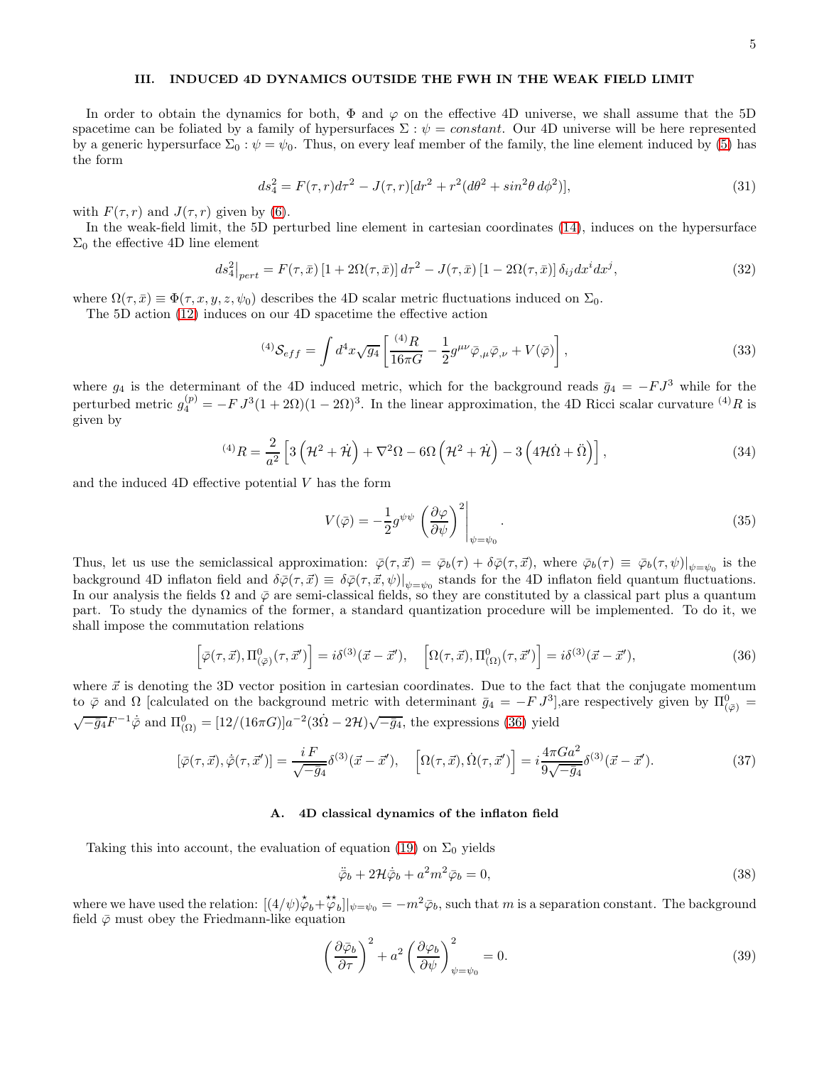## III. INDUCED 4D DYNAMICS OUTSIDE THE FWH IN THE WEAK FIELD LIMIT

In order to obtain the dynamics for both, $\Phi$ and $\varphi$ on the effective 4D universe, we shall assume that the 5D spacetime can be foliated by a family of hypersurfaces $\Sigma : \psi = constant$. Our 4D universe will be here represented by a generic hypersurface $\Sigma_0 : \psi = \psi_0$. Thus, on every leaf member of the family, the line element induced by (5) has the form

$$ds_4^2 = F(\tau, r)d\tau^2 - J(\tau, r)[dr^2 + r^2(d\theta^2 + sin^2\theta\, d\phi^2)], \tag{31}$$

with $F(\tau, r)$ and $J(\tau, r)$ given by (6).

In the weak-field limit, the 5D perturbed line element in cartesian coordinates (14), induces on the hypersurface $\Sigma_0$ the effective 4D line element

$$ds_4^2\big|_{pert} = F(\tau, \bar{x})\left[1 + 2\Omega(\tau, \bar{x})\right] d\tau^2 - J(\tau, \bar{x})\left[1 - 2\Omega(\tau, \bar{x})\right] \delta_{ij} dx^i dx^j, \tag{32}$$

where $\Omega(\tau, \bar{x}) \equiv \Phi(\tau, x, y, z, \psi_0)$ describes the 4D scalar metric fluctuations induced on $\Sigma_0$.

The 5D action (12) induces on our 4D spacetime the effective action

$${}^{(4)}\mathcal{S}_{eff} = \int d^4x \sqrt{g_4}\left[\frac{{}^{(4)}R}{16\pi G} - \frac{1}{2} g^{\mu\nu} \bar{\varphi}_{,\mu} \bar{\varphi}_{,\nu} + V(\bar{\varphi})\right], \tag{33}$$

where $g_4$ is the determinant of the 4D induced metric, which for the background reads $\bar{g}_4 = -FJ^3$ while for the perturbed metric $g_4^{(p)} = -F\, J^3(1 + 2\Omega)(1 - 2\Omega)^3$. In the linear approximation, the 4D Ricci scalar curvature ${}^{(4)}R$ is given by

$${}^{(4)}R = \frac{2}{a^2}\left[3\left(\mathcal{H}^2 + \dot{\mathcal{H}}\right) + \nabla^2\Omega - 6\Omega\left(\mathcal{H}^2 + \dot{\mathcal{H}}\right) - 3\left(4\mathcal{H}\dot{\Omega} + \ddot{\Omega}\right)\right], \tag{34}$$

and the induced 4D effective potential $V$ has the form

$$V(\bar{\varphi}) = -\frac{1}{2} g^{\psi\psi}\left(\frac{\partial\varphi}{\partial\psi}\right)^2\Bigg|_{\psi=\psi_0}. \tag{35}$$

Thus, let us use the semiclassical approximation: $\bar{\varphi}(\tau, \vec{x}) = \bar{\varphi}_b(\tau) + \delta\bar{\varphi}(\tau, \vec{x})$, where $\bar{\varphi}_b(\tau) \equiv \bar{\varphi}_b(\tau, \psi)|_{\psi=\psi_0}$ is the background 4D inflaton field and $\delta\bar{\varphi}(\tau, \vec{x}) \equiv \delta\bar{\varphi}(\tau, \vec{x}, \psi)|_{\psi=\psi_0}$ stands for the 4D inflaton field quantum fluctuations. In our analysis the fields $\Omega$ and $\bar{\varphi}$ are semi-classical fields, so they are constituted by a classical part plus a quantum part. To study the dynamics of the former, a standard quantization procedure will be implemented. To do it, we shall impose the commutation relations

$$\left[\bar{\varphi}(\tau, \vec{x}), \Pi^0_{(\bar{\varphi})}(\tau, \vec{x}')\right] = i\delta^{(3)}(\vec{x} - \vec{x}'), \quad \left[\Omega(\tau, \vec{x}), \Pi^0_{(\Omega)}(\tau, \vec{x}')\right] = i\delta^{(3)}(\vec{x} - \vec{x}'), \tag{36}$$

where $\vec{x}$ is denoting the 3D vector position in cartesian coordinates. Due to the fact that the conjugate momentum to $\bar{\varphi}$ and $\Omega$ [calculated on the background metric with determinant $\bar{g}_4 = -F\,J^3$],are respectively given by $\Pi^0_{(\bar{\varphi})} = \sqrt{-\bar{g}_4} F^{-1}\dot{\bar{\varphi}}$ and $\Pi^0_{(\Omega)} = [12/(16\pi G)]a^{-2}(3\dot{\Omega} - 2\mathcal{H})\sqrt{-\bar{g}_4}$, the expressions (36) yield

$$[\bar{\varphi}(\tau, \vec{x}), \dot{\bar{\varphi}}(\tau, \vec{x}')] = \frac{i\,F}{\sqrt{-\bar{g}_4}}\delta^{(3)}(\vec{x} - \vec{x}'), \quad \left[\Omega(\tau, \vec{x}), \dot{\Omega}(\tau, \vec{x}')\right] = i\frac{4\pi G a^2}{9\sqrt{-\bar{g}_4}}\delta^{(3)}(\vec{x} - \vec{x}'). \tag{37}$$

### A. 4D classical dynamics of the inflaton field

Taking this into account, the evaluation of equation (19) on $\Sigma_0$ yields

$$\ddot{\bar{\varphi}}_b + 2\mathcal{H}\dot{\bar{\varphi}}_b + a^2 m^2 \bar{\varphi}_b = 0, \tag{38}$$

where we have used the relation: $[(4/\psi)\overset{\star}{\bar{\varphi}}_b + \overset{\star\star}{\bar{\varphi}}_b]|_{\psi=\psi_0} = -m^2\bar{\varphi}_b$, such that $m$ is a separation constant. The background field $\bar{\varphi}$ must obey the Friedmann-like equation

$$\left(\frac{\partial\bar{\varphi}_b}{\partial\tau}\right)^2 + a^2\left(\frac{\partial\varphi_b}{\partial\psi}\right)^2_{\psi=\psi_0} = 0. \tag{39}$$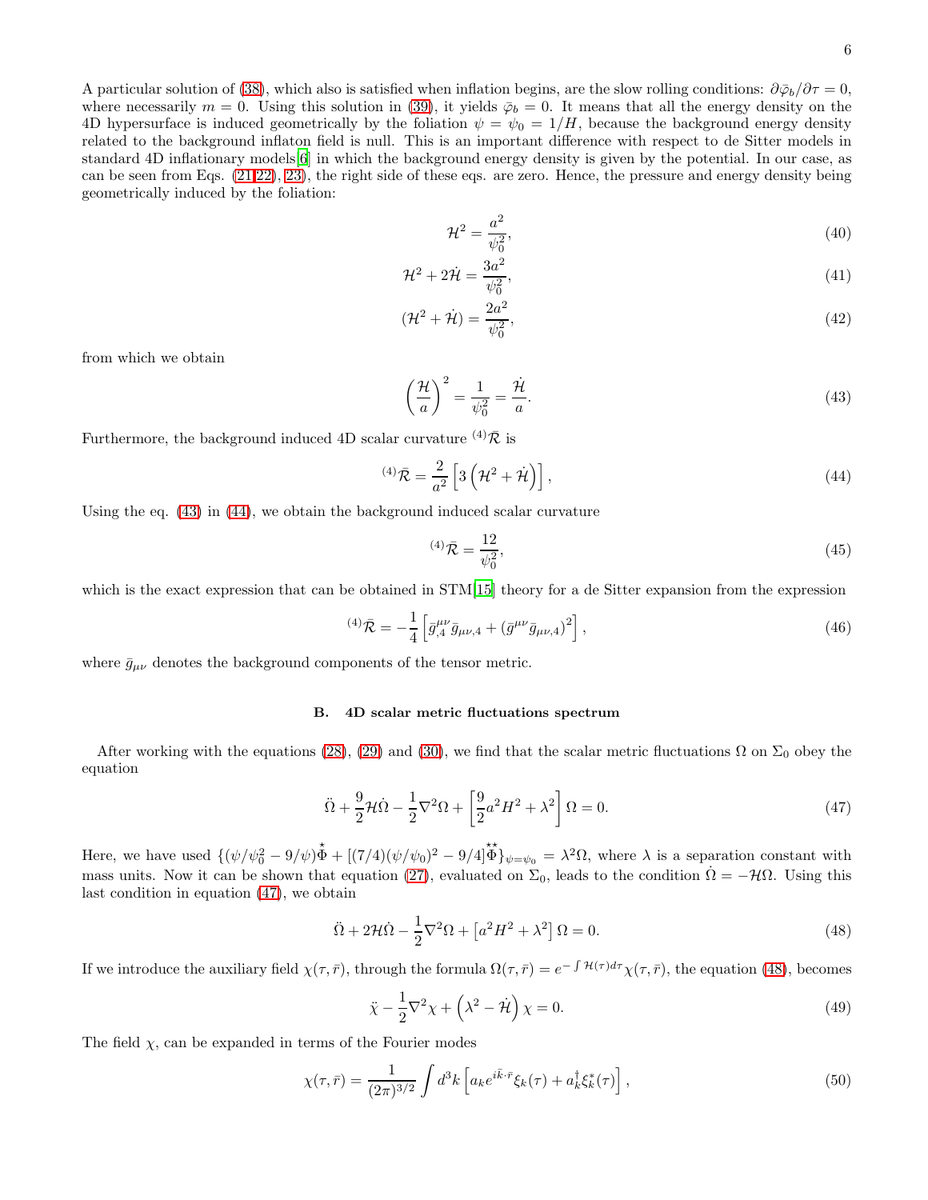A particular solution of (38), which also is satisfied when inflation begins, are the slow rolling conditions: $\partial\bar{\varphi}_b/\partial\tau = 0$, where necessarily $m = 0$. Using this solution in (39), it yields $\bar{\rho}_b = 0$. It means that all the energy density on the 4D hypersurface is induced geometrically by the foliation $\psi = \psi_0 = 1/H$, because the background energy density related to the background inflaton field is null. This is an important difference with respect to de Sitter models in standard 4D inflationary models[6] in which the background energy density is given by the potential. In our case, as can be seen from Eqs. (21,22), 23), the right side of these eqs. are zero. Hence, the pressure and energy density being geometrically induced by the foliation:

$$\mathcal{H}^2 = \frac{a^2}{\psi_0^2}, \tag{40}$$

$$\mathcal{H}^2 + 2\dot{\mathcal{H}} = \frac{3a^2}{\psi_0^2}, \tag{41}$$

$$\left(\mathcal{H}^2 + \dot{\mathcal{H}}\right) = \frac{2a^2}{\psi_0^2}, \tag{42}$$

from which we obtain

$$\left(\frac{\mathcal{H}}{a}\right)^2 = \frac{1}{\psi_0^2} = \frac{\dot{\mathcal{H}}}{a}. \tag{43}$$

Furthermore, the background induced 4D scalar curvature ${}^{(4)}\bar{\mathcal{R}}$ is

$${}^{(4)}\bar{\mathcal{R}} = \frac{2}{a^2}\left[3\left(\mathcal{H}^2 + \dot{\mathcal{H}}\right)\right], \tag{44}$$

Using the eq. (43) in (44), we obtain the background induced scalar curvature

$${}^{(4)}\bar{\mathcal{R}} = \frac{12}{\psi_0^2}, \tag{45}$$

which is the exact expression that can be obtained in STM[15] theory for a de Sitter expansion from the expression

$${}^{(4)}\bar{\mathcal{R}} = -\frac{1}{4}\left[\bar{g}^{\mu\nu}_{,4}\bar{g}_{\mu\nu,4} + \left(\bar{g}^{\mu\nu}\bar{g}_{\mu\nu,4}\right)^2\right], \tag{46}$$

where $\bar{g}_{\mu\nu}$ denotes the background components of the tensor metric.

### B. 4D scalar metric fluctuations spectrum

After working with the equations (28), (29) and (30), we find that the scalar metric fluctuations $\Omega$ on $\Sigma_0$ obey the equation

$$\ddot{\Omega} + \frac{9}{2}\mathcal{H}\dot{\Omega} - \frac{1}{2}\nabla^2\Omega + \left[\frac{9}{2}a^2H^2 + \lambda^2\right]\Omega = 0. \tag{47}$$

Here, we have used $\{(\psi/\psi_0^2 - 9/\psi)\overset{\star}{\Phi} + [(7/4)(\psi/\psi_0)^2 - 9/4]\overset{\star\star}{\Phi}\}_{\psi=\psi_0} = \lambda^2\Omega$, where $\lambda$ is a separation constant with mass units. Now it can be shown that equation (27), evaluated on $\Sigma_0$, leads to the condition $\dot{\Omega} = -\mathcal{H}\Omega$. Using this last condition in equation (47), we obtain

$$\ddot{\Omega} + 2\mathcal{H}\dot{\Omega} - \frac{1}{2}\nabla^2\Omega + \left[a^2H^2 + \lambda^2\right]\Omega = 0. \tag{48}$$

If we introduce the auxiliary field $\chi(\tau,\bar{r})$, through the formula $\Omega(\tau,\bar{r}) = e^{-\int\mathcal{H}(\tau)d\tau}\chi(\tau,\bar{r})$, the equation (48), becomes

$$\ddot{\chi} - \frac{1}{2}\nabla^2\chi + \left(\lambda^2 - \dot{\mathcal{H}}\right)\chi = 0. \tag{49}$$

The field $\chi$, can be expanded in terms of the Fourier modes

$$\chi(\tau,\bar{r}) = \frac{1}{(2\pi)^{3/2}}\int d^3k\left[a_k e^{i\bar{k}\cdot\bar{r}}\xi_k(\tau) + a_k^{\dagger}\xi_k^*(\tau)\right], \tag{50}$$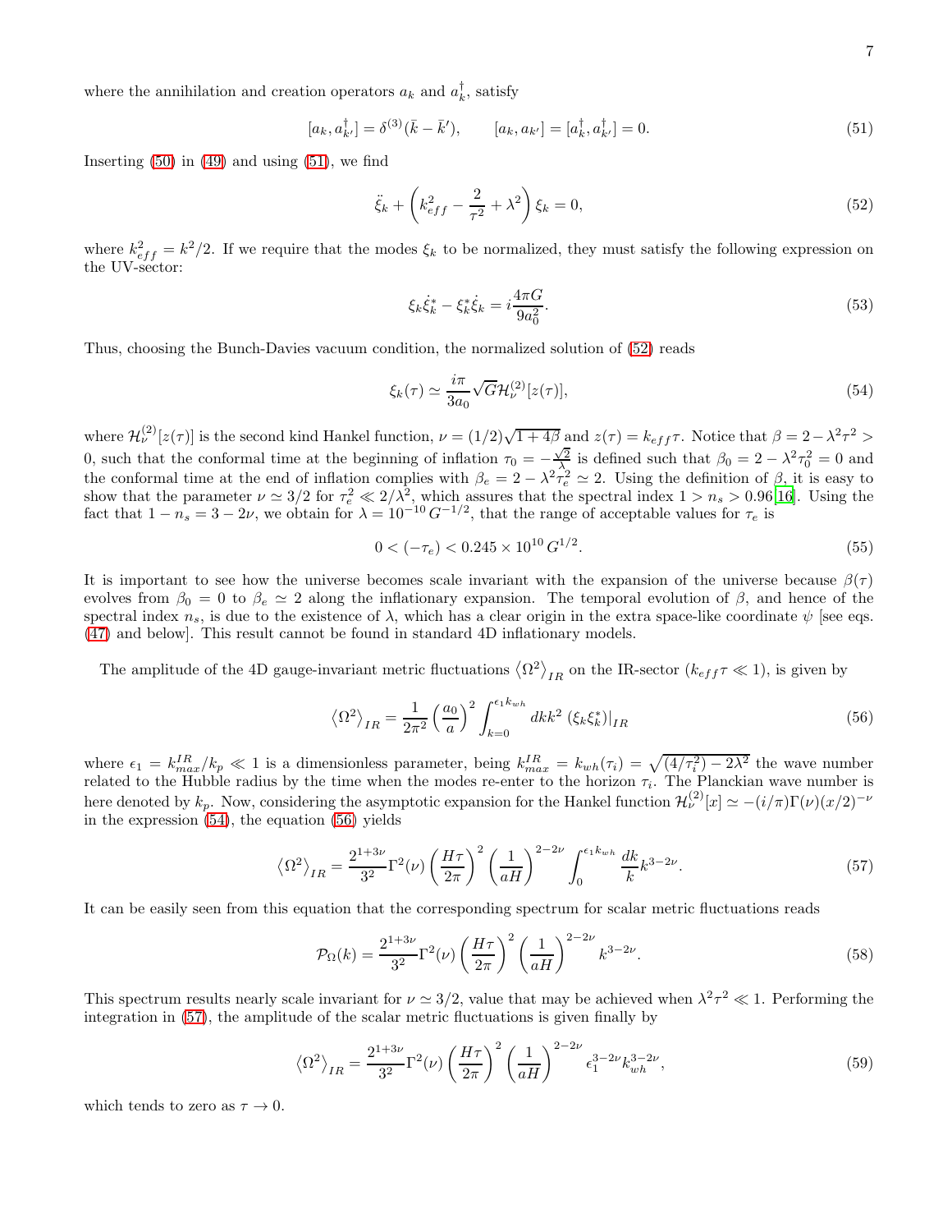where the annihilation and creation operators $a_k$ and $a_k^\dagger$, satisfy

$$[a_k, a_{k'}^\dagger] = \delta^{(3)}(\bar{k} - \bar{k}'), \qquad [a_k, a_{k'}] = [a_k^\dagger, a_{k'}^\dagger] = 0. \tag{51}$$

Inserting (50) in (49) and using (51), we find

$$\ddot{\xi}_k + \left( k_{eff}^2 - \frac{2}{\tau^2} + \lambda^2 \right) \xi_k = 0, \tag{52}$$

where $k_{eff}^2 = k^2/2$. If we require that the modes $\xi_k$ to be normalized, they must satisfy the following expression on the UV-sector:

$$\xi_k \dot{\xi}_k^* - \xi_k^* \dot{\xi}_k = i \frac{4\pi G}{9 a_0^2}. \tag{53}$$

Thus, choosing the Bunch-Davies vacuum condition, the normalized solution of (52) reads

$$\xi_k(\tau) \simeq \frac{i\pi}{3a_0} \sqrt{G} \mathcal{H}_\nu^{(2)}[z(\tau)], \tag{54}$$

where $\mathcal{H}_\nu^{(2)}[z(\tau)]$ is the second kind Hankel function, $\nu = (1/2)\sqrt{1+4\beta}$ and $z(\tau) = k_{eff}\tau$. Notice that $\beta = 2 - \lambda^2\tau^2 > 0$, such that the conformal time at the beginning of inflation $\tau_0 = -\frac{\sqrt{2}}{\lambda}$ is defined such that $\beta_0 = 2 - \lambda^2\tau_0^2 = 0$ and the conformal time at the end of inflation complies with $\beta_e = 2 - \lambda^2\tau_e^2 \simeq 2$. Using the definition of $\beta$, it is easy to show that the parameter $\nu \simeq 3/2$ for $\tau_e^2 \ll 2/\lambda^2$, which assures that the spectral index $1 > n_s > 0.96$[16]. Using the fact that $1 - n_s = 3 - 2\nu$, we obtain for $\lambda = 10^{-10}\, G^{-1/2}$, that the range of acceptable values for $\tau_e$ is

$$0 < (-\tau_e) < 0.245 \times 10^{10}\, G^{1/2}. \tag{55}$$

It is important to see how the universe becomes scale invariant with the expansion of the universe because $\beta(\tau)$ evolves from $\beta_0 = 0$ to $\beta_e \simeq 2$ along the inflationary expansion. The temporal evolution of $\beta$, and hence of the spectral index $n_s$, is due to the existence of $\lambda$, which has a clear origin in the extra space-like coordinate $\psi$ [see eqs. (47) and below]. This result cannot be found in standard 4D inflationary models.

The amplitude of the 4D gauge-invariant metric fluctuations $\left\langle \Omega^2 \right\rangle_{IR}$ on the IR-sector ($k_{eff}\tau \ll 1$), is given by

$$\left\langle \Omega^2 \right\rangle_{IR} = \frac{1}{2\pi^2} \left( \frac{a_0}{a} \right)^2 \int_{k=0}^{\epsilon_1 k_{wh}} dk k^2 \left. (\xi_k \xi_k^*) \right|_{IR} \tag{56}$$

where $\epsilon_1 = k_{max}^{IR}/k_p \ll 1$ is a dimensionless parameter, being $k_{max}^{IR} = k_{wh}(\tau_i) = \sqrt{(4/\tau_i^2) - 2\lambda^2}$ the wave number related to the Hubble radius by the time when the modes re-enter to the horizon $\tau_i$. The Planckian wave number is here denoted by $k_p$. Now, considering the asymptotic expansion for the Hankel function $\mathcal{H}_\nu^{(2)}[x] \simeq -(i/\pi)\Gamma(\nu)(x/2)^{-\nu}$ in the expression (54), the equation (56) yields

$$\left\langle \Omega^2 \right\rangle_{IR} = \frac{2^{1+3\nu}}{3^2} \Gamma^2(\nu) \left( \frac{H\tau}{2\pi} \right)^2 \left( \frac{1}{aH} \right)^{2-2\nu} \int_0^{\epsilon_1 k_{wh}} \frac{dk}{k} k^{3-2\nu}. \tag{57}$$

It can be easily seen from this equation that the corresponding spectrum for scalar metric fluctuations reads

$$\mathcal{P}_\Omega(k) = \frac{2^{1+3\nu}}{3^2} \Gamma^2(\nu) \left( \frac{H\tau}{2\pi} \right)^2 \left( \frac{1}{aH} \right)^{2-2\nu} k^{3-2\nu}. \tag{58}$$

This spectrum results nearly scale invariant for $\nu \simeq 3/2$, value that may be achieved when $\lambda^2\tau^2 \ll 1$. Performing the integration in (57), the amplitude of the scalar metric fluctuations is given finally by

$$\left\langle \Omega^2 \right\rangle_{IR} = \frac{2^{1+3\nu}}{3^2} \Gamma^2(\nu) \left( \frac{H\tau}{2\pi} \right)^2 \left( \frac{1}{aH} \right)^{2-2\nu} \epsilon_1^{3-2\nu} k_{wh}^{3-2\nu}, \tag{59}$$

which tends to zero as $\tau \to 0$.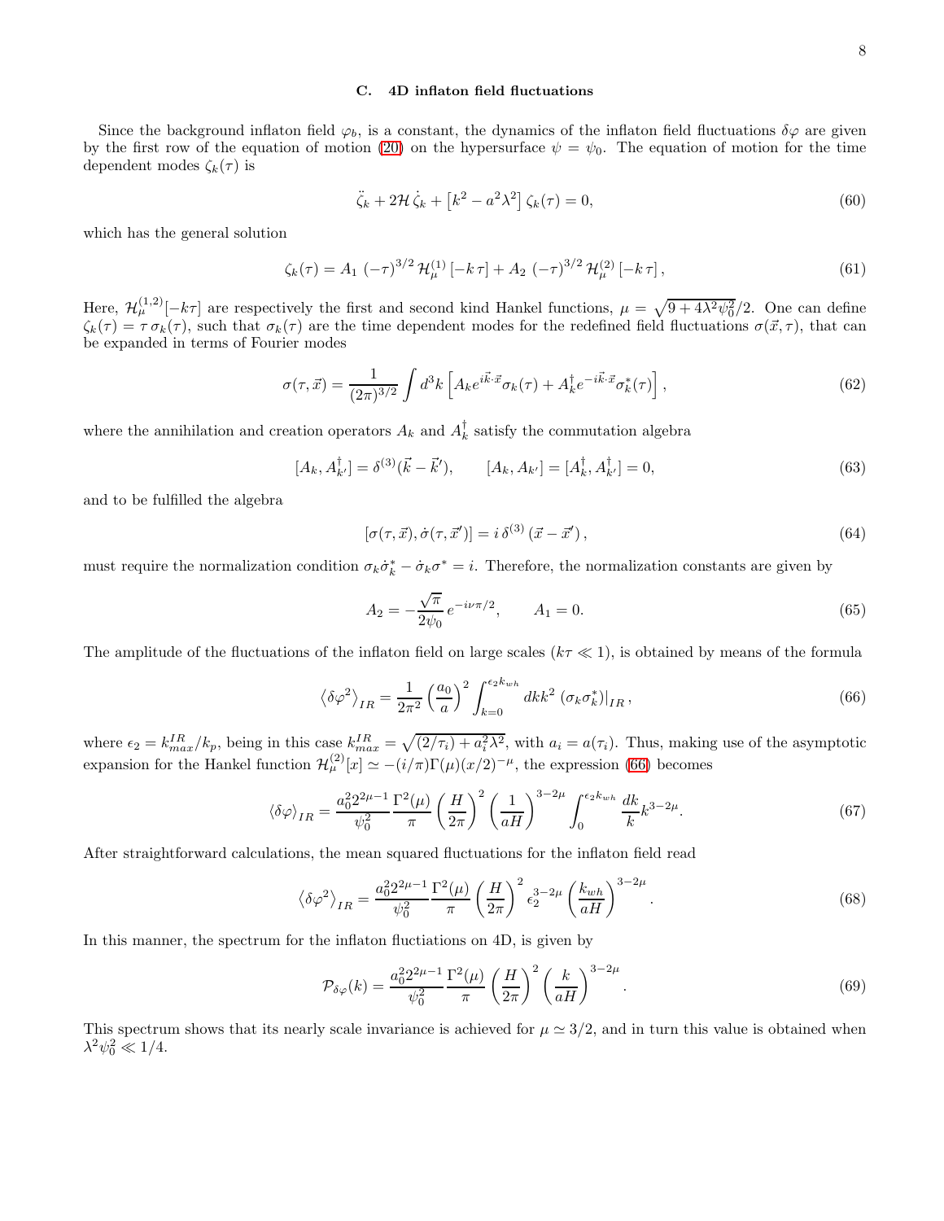### C. 4D inflaton field fluctuations

Since the background inflaton field $\varphi_b$, is a constant, the dynamics of the inflaton field fluctuations $\delta\varphi$ are given by the first row of the equation of motion (20) on the hypersurface $\psi = \psi_0$. The equation of motion for the time dependent modes $\zeta_k(\tau)$ is

$$\ddot{\zeta}_k + 2\mathcal{H}\,\dot{\zeta}_k + \left[k^2 - a^2\lambda^2\right]\zeta_k(\tau) = 0, \tag{60}$$

which has the general solution

$$\zeta_k(\tau) = A_1\,(-\tau)^{3/2}\,\mathcal{H}^{(1)}_{\mu}\left[-k\,\tau\right] + A_2\,(-\tau)^{3/2}\,\mathcal{H}^{(2)}_{\mu}\left[-k\,\tau\right], \tag{61}$$

Here, $\mathcal{H}^{(1,2)}_{\mu}[-k\tau]$ are respectively the first and second kind Hankel functions, $\mu = \sqrt{9+4\lambda^2\psi_0^2}/2$. One can define $\zeta_k(\tau) = \tau\,\sigma_k(\tau)$, such that $\sigma_k(\tau)$ are the time dependent modes for the redefined field fluctuations $\sigma(\vec{x},\tau)$, that can be expanded in terms of Fourier modes

$$\sigma(\tau,\vec{x}) = \frac{1}{(2\pi)^{3/2}}\int d^3k\left[A_k e^{i\vec{k}\cdot\vec{x}}\sigma_k(\tau) + A_k^{\dagger}e^{-i\vec{k}\cdot\vec{x}}\sigma_k^*(\tau)\right], \tag{62}$$

where the annihilation and creation operators $A_k$ and $A_k^{\dagger}$ satisfy the commutation algebra

$$[A_k, A_{k'}^{\dagger}] = \delta^{(3)}(\vec{k}-\vec{k}'), \qquad [A_k, A_{k'}] = [A_k^{\dagger}, A_{k'}^{\dagger}] = 0, \tag{63}$$

and to be fulfilled the algebra

$$[\sigma(\tau,\vec{x}), \dot{\sigma}(\tau,\vec{x}')] = i\,\delta^{(3)}\left(\vec{x}-\vec{x}'\right), \tag{64}$$

must require the normalization condition $\sigma_k\dot{\sigma}_k^* - \dot{\sigma}_k\sigma^* = i$. Therefore, the normalization constants are given by

$$A_2 = -\frac{\sqrt{\pi}}{2\psi_0}\,e^{-i\nu\pi/2}, \qquad A_1 = 0. \tag{65}$$

The amplitude of the fluctuations of the inflaton field on large scales ($k\tau \ll 1$), is obtained by means of the formula

$$\left\langle\delta\varphi^2\right\rangle_{IR} = \frac{1}{2\pi^2}\left(\frac{a_0}{a}\right)^2\int_{k=0}^{\epsilon_2 k_{wh}} dk k^2\,\left(\sigma_k\sigma_k^*\right)\big|_{IR}, \tag{66}$$

where $\epsilon_2 = k_{max}^{IR}/k_p$, being in this case $k_{max}^{IR} = \sqrt{(2/\tau_i) + a_i^2\lambda^2}$, with $a_i = a(\tau_i)$. Thus, making use of the asymptotic expansion for the Hankel function $\mathcal{H}^{(2)}_{\mu}[x] \simeq -(i/\pi)\Gamma(\mu)(x/2)^{-\mu}$, the expression (66) becomes

$$\left\langle\delta\varphi\right\rangle_{IR} = \frac{a_0^2 2^{2\mu-1}}{\psi_0^2}\frac{\Gamma^2(\mu)}{\pi}\left(\frac{H}{2\pi}\right)^2\left(\frac{1}{aH}\right)^{3-2\mu}\int_0^{\epsilon_2 k_{wh}}\frac{dk}{k}k^{3-2\mu}. \tag{67}$$

After straightforward calculations, the mean squared fluctuations for the inflaton field read

$$\left\langle\delta\varphi^2\right\rangle_{IR} = \frac{a_0^2 2^{2\mu-1}}{\psi_0^2}\frac{\Gamma^2(\mu)}{\pi}\left(\frac{H}{2\pi}\right)^2\epsilon_2^{3-2\mu}\left(\frac{k_{wh}}{aH}\right)^{3-2\mu}. \tag{68}$$

In this manner, the spectrum for the inflaton fluctiations on 4D, is given by

$$\mathcal{P}_{\delta\varphi}(k) = \frac{a_0^2 2^{2\mu-1}}{\psi_0^2}\frac{\Gamma^2(\mu)}{\pi}\left(\frac{H}{2\pi}\right)^2\left(\frac{k}{aH}\right)^{3-2\mu}. \tag{69}$$

This spectrum shows that its nearly scale invariance is achieved for $\mu \simeq 3/2$, and in turn this value is obtained when $\lambda^2\psi_0^2 \ll 1/4$.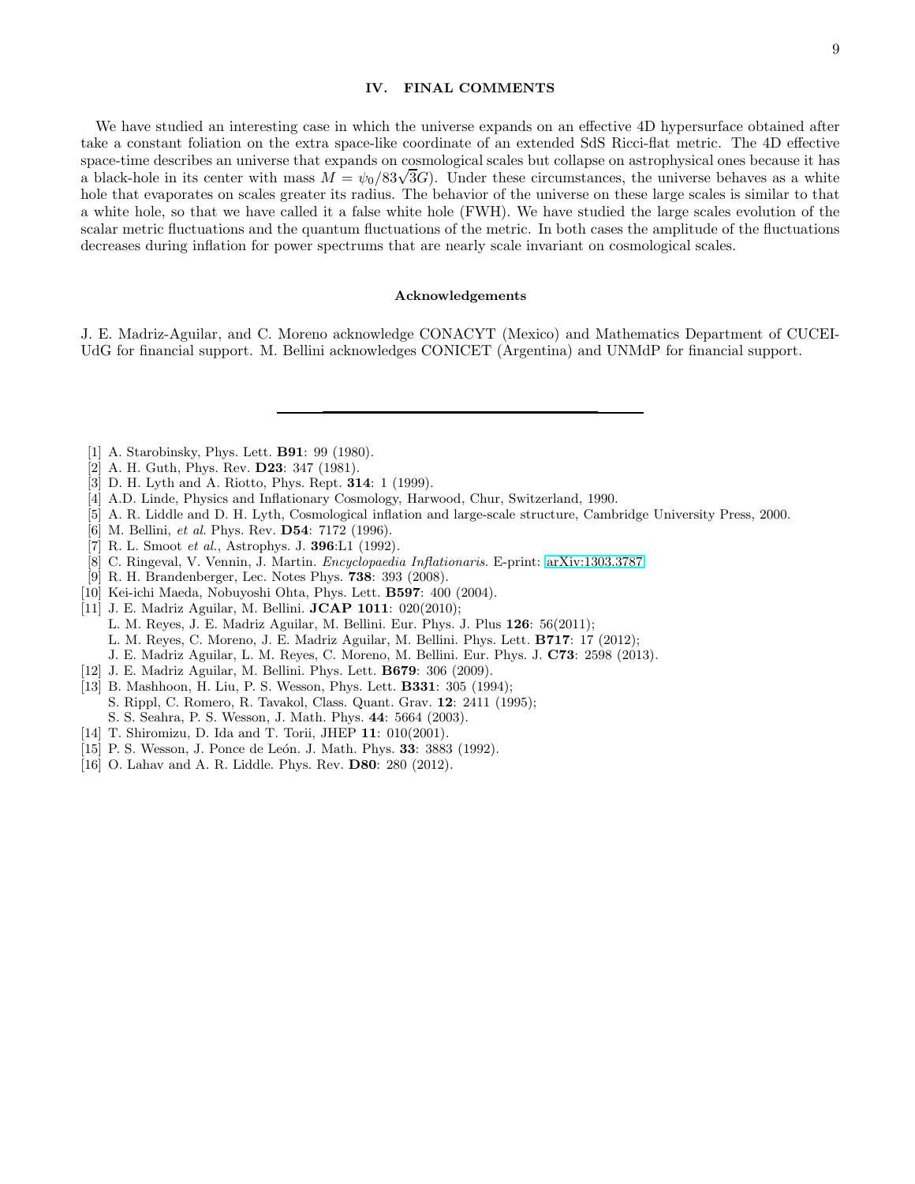## IV. FINAL COMMENTS

We have studied an interesting case in which the universe expands on an effective 4D hypersurface obtained after take a constant foliation on the extra space-like coordinate of an extended SdS Ricci-flat metric. The 4D effective space-time describes an universe that expands on cosmological scales but collapse on astrophysical ones because it has a black-hole in its center with mass $M = \psi_0/83\sqrt{3}G)$. Under these circumstances, the universe behaves as a white hole that evaporates on scales greater its radius. The behavior of the universe on these large scales is similar to that a white hole, so that we have called it a false white hole (FWH). We have studied the large scales evolution of the scalar metric fluctuations and the quantum fluctuations of the metric. In both cases the amplitude of the fluctuations decreases during inflation for power spectrums that are nearly scale invariant on cosmological scales.

### Acknowledgements

J. E. Madriz-Aguilar, and C. Moreno acknowledge CONACYT (Mexico) and Mathematics Department of CUCEI-UdG for financial support. M. Bellini acknowledges CONICET (Argentina) and UNMdP for financial support.

---

[1] A. Starobinsky, Phys. Lett. **B91**: 99 (1980).
[2] A. H. Guth, Phys. Rev. **D23**: 347 (1981).
[3] D. H. Lyth and A. Riotto, Phys. Rept. **314**: 1 (1999).
[4] A.D. Linde, Physics and Inflationary Cosmology, Harwood, Chur, Switzerland, 1990.
[5] A. R. Liddle and D. H. Lyth, Cosmological inflation and large-scale structure, Cambridge University Press, 2000.
[6] M. Bellini, *et al*. Phys. Rev. **D54**: 7172 (1996).
[7] R. L. Smoot *et al.*, Astrophys. J. **396**:L1 (1992).
[8] C. Ringeval, V. Vennin, J. Martin. *Encyclopaedia Inflationaris*. E-print: arXiv:1303.3787
[9] R. H. Brandenberger, Lec. Notes Phys. **738**: 393 (2008).
[10] Kei-ichi Maeda, Nobuyoshi Ohta, Phys. Lett. **B597**: 400 (2004).
[11] J. E. Madriz Aguilar, M. Bellini. **JCAP 1011**: 020(2010);
L. M. Reyes, J. E. Madriz Aguilar, M. Bellini. Eur. Phys. J. Plus **126**: 56(2011);
L. M. Reyes, C. Moreno, J. E. Madriz Aguilar, M. Bellini. Phys. Lett. **B717**: 17 (2012);
J. E. Madriz Aguilar, L. M. Reyes, C. Moreno, M. Bellini. Eur. Phys. J. **C73**: 2598 (2013).
[12] J. E. Madriz Aguilar, M. Bellini. Phys. Lett. **B679**: 306 (2009).
[13] B. Mashhoon, H. Liu, P. S. Wesson, Phys. Lett. **B331**: 305 (1994);
S. Rippl, C. Romero, R. Tavakol, Class. Quant. Grav. **12**: 2411 (1995);
S. S. Seahra, P. S. Wesson, J. Math. Phys. **44**: 5664 (2003).
[14] T. Shiromizu, D. Ida and T. Torii, JHEP **11**: 010(2001).
[15] P. S. Wesson, J. Ponce de León. J. Math. Phys. **33**: 3883 (1992).
[16] O. Lahav and A. R. Liddle. Phys. Rev. **D80**: 280 (2012).